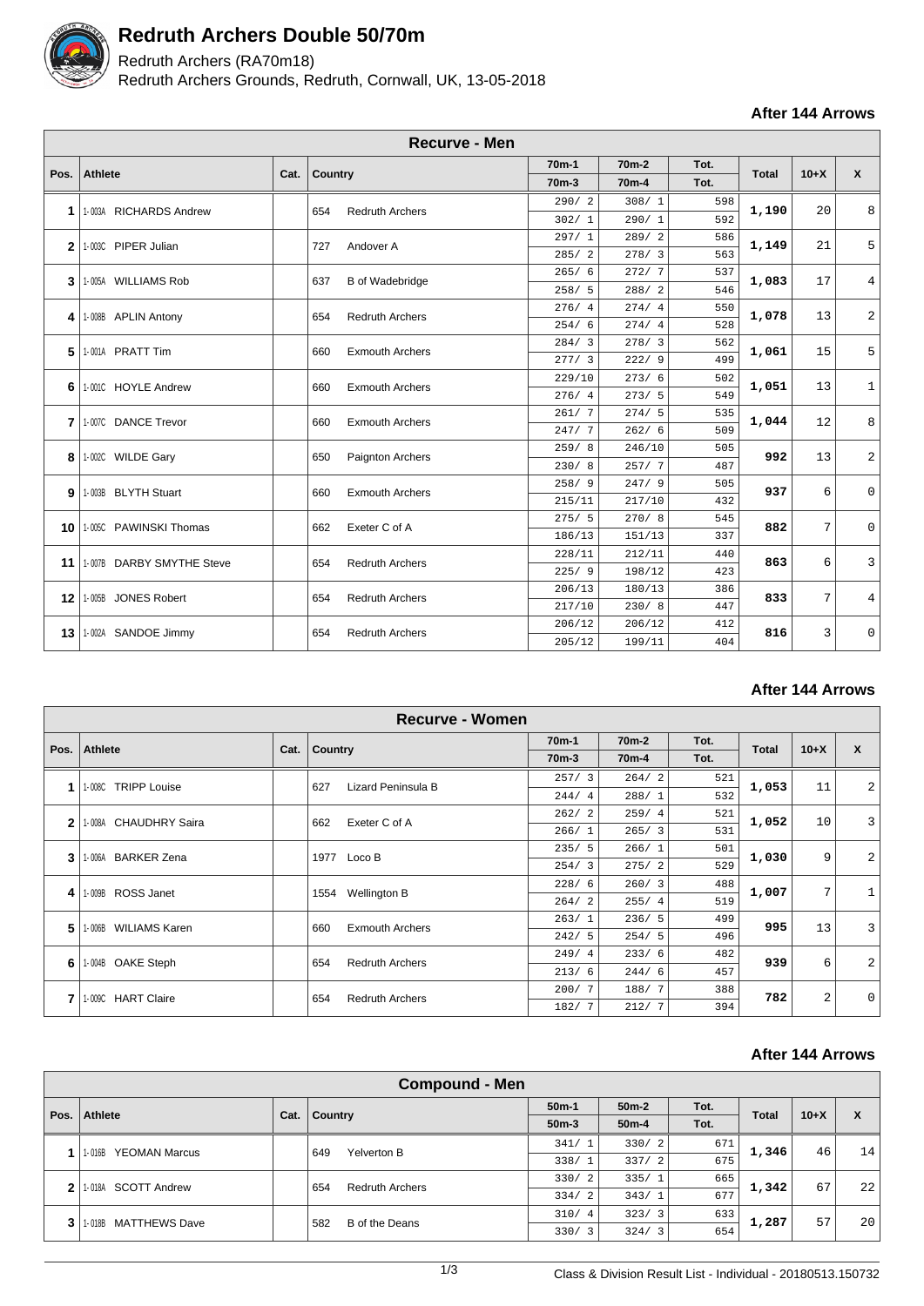# Redruth Archers Double 50/70m

Redruth Archers (RA70m18)
Redruth Archers Grounds, Redruth, Cornwall, UK, 13-05-2018

**After 144 Arrows**

| Recurve - Men | | | | | | | | | |
|---|---|---|---|---|---|---|---|---|---|
| **Pos.** | **Athlete** | **Cat.** | **Country** | **70m-1** / **70m-3** | **70m-2** / **70m-4** | **Tot.** / **Tot.** | **Total** | **10+X** | **X** |
| 1 | 1-003A RICHARDS Andrew | | 654 Redruth Archers | 290/ 2 | 308/ 1 | 598 | 1,190 | 20 | 8 |
| | | | | 302/ 1 | 290/ 1 | 592 | | | |
| 2 | 1-003C PIPER Julian | | 727 Andover A | 297/ 1 | 289/ 2 | 586 | 1,149 | 21 | 5 |
| | | | | 285/ 2 | 278/ 3 | 563 | | | |
| 3 | 1-005A WILLIAMS Rob | | 637 B of Wadebridge | 265/ 6 | 272/ 7 | 537 | 1,083 | 17 | 4 |
| | | | | 258/ 5 | 288/ 2 | 546 | | | |
| 4 | 1-008B APLIN Antony | | 654 Redruth Archers | 276/ 4 | 274/ 4 | 550 | 1,078 | 13 | 2 |
| | | | | 254/ 6 | 274/ 4 | 528 | | | |
| 5 | 1-001A PRATT Tim | | 660 Exmouth Archers | 284/ 3 | 278/ 3 | 562 | 1,061 | 15 | 5 |
| | | | | 277/ 3 | 222/ 9 | 499 | | | |
| 6 | 1-001C HOYLE Andrew | | 660 Exmouth Archers | 229/10 | 273/ 6 | 502 | 1,051 | 13 | 1 |
| | | | | 276/ 4 | 273/ 5 | 549 | | | |
| 7 | 1-007C DANCE Trevor | | 660 Exmouth Archers | 261/ 7 | 274/ 5 | 535 | 1,044 | 12 | 8 |
| | | | | 247/ 7 | 262/ 6 | 509 | | | |
| 8 | 1-002C WILDE Gary | | 650 Paignton Archers | 259/ 8 | 246/10 | 505 | 992 | 13 | 2 |
| | | | | 230/ 8 | 257/ 7 | 487 | | | |
| 9 | 1-003B BLYTH Stuart | | 660 Exmouth Archers | 258/ 9 | 247/ 9 | 505 | 937 | 6 | 0 |
| | | | | 215/11 | 217/10 | 432 | | | |
| 10 | 1-005C PAWINSKI Thomas | | 662 Exeter C of A | 275/ 5 | 270/ 8 | 545 | 882 | 7 | 0 |
| | | | | 186/13 | 151/13 | 337 | | | |
| 11 | 1-007B DARBY SMYTHE Steve | | 654 Redruth Archers | 228/11 | 212/11 | 440 | 863 | 6 | 3 |
| | | | | 225/ 9 | 198/12 | 423 | | | |
| 12 | 1-005B JONES Robert | | 654 Redruth Archers | 206/13 | 180/13 | 386 | 833 | 7 | 4 |
| | | | | 217/10 | 230/ 8 | 447 | | | |
| 13 | 1-002A SANDOE Jimmy | | 654 Redruth Archers | 206/12 | 206/12 | 412 | 816 | 3 | 0 |
| | | | | 205/12 | 199/11 | 404 | | | |

**After 144 Arrows**

| Recurve - Women | | | | | | | | | |
|---|---|---|---|---|---|---|---|---|---|
| **Pos.** | **Athlete** | **Cat.** | **Country** | **70m-1** / **70m-3** | **70m-2** / **70m-4** | **Tot.** / **Tot.** | **Total** | **10+X** | **X** |
| 1 | 1-008C TRIPP Louise | | 627 Lizard Peninsula B | 257/ 3 | 264/ 2 | 521 | 1,053 | 11 | 2 |
| | | | | 244/ 4 | 288/ 1 | 532 | | | |
| 2 | 1-008A CHAUDHRY Saira | | 662 Exeter C of A | 262/ 2 | 259/ 4 | 521 | 1,052 | 10 | 3 |
| | | | | 266/ 1 | 265/ 3 | 531 | | | |
| 3 | 1-006A BARKER Zena | | 1977 Loco B | 235/ 5 | 266/ 1 | 501 | 1,030 | 9 | 2 |
| | | | | 254/ 3 | 275/ 2 | 529 | | | |
| 4 | 1-009B ROSS Janet | | 1554 Wellington B | 228/ 6 | 260/ 3 | 488 | 1,007 | 7 | 1 |
| | | | | 264/ 2 | 255/ 4 | 519 | | | |
| 5 | 1-006B WILIAMS Karen | | 660 Exmouth Archers | 263/ 1 | 236/ 5 | 499 | 995 | 13 | 3 |
| | | | | 242/ 5 | 254/ 5 | 496 | | | |
| 6 | 1-004B OAKE Steph | | 654 Redruth Archers | 249/ 4 | 233/ 6 | 482 | 939 | 6 | 2 |
| | | | | 213/ 6 | 244/ 6 | 457 | | | |
| 7 | 1-009C HART Claire | | 654 Redruth Archers | 200/ 7 | 188/ 7 | 388 | 782 | 2 | 0 |
| | | | | 182/ 7 | 212/ 7 | 394 | | | |

**After 144 Arrows**

| Compound - Men | | | | | | | | | |
|---|---|---|---|---|---|---|---|---|---|
| **Pos.** | **Athlete** | **Cat.** | **Country** | **50m-1** / **50m-3** | **50m-2** / **50m-4** | **Tot.** / **Tot.** | **Total** | **10+X** | **X** |
| 1 | 1-016B YEOMAN Marcus | | 649 Yelverton B | 341/ 1 | 330/ 2 | 671 | 1,346 | 46 | 14 |
| | | | | 338/ 1 | 337/ 2 | 675 | | | |
| 2 | 1-018A SCOTT Andrew | | 654 Redruth Archers | 330/ 2 | 335/ 1 | 665 | 1,342 | 67 | 22 |
| | | | | 334/ 2 | 343/ 1 | 677 | | | |
| 3 | 1-018B MATTHEWS Dave | | 582 B of the Deans | 310/ 4 | 323/ 3 | 633 | 1,287 | 57 | 20 |
| | | | | 330/ 3 | 324/ 3 | 654 | | | |

Class & Division Result List - Individual - 20180513.150732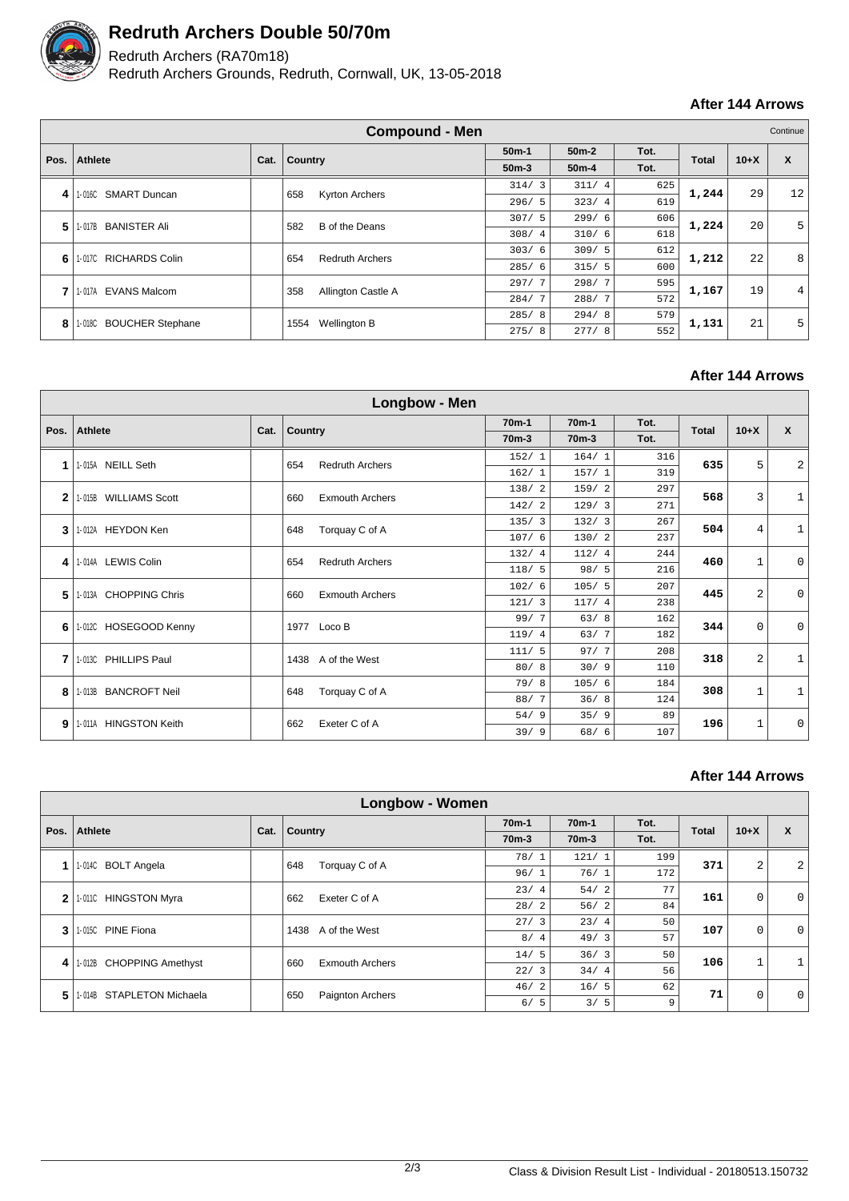# Redruth Archers Double 50/70m

Redruth Archers (RA70m18)
Redruth Archers Grounds, Redruth, Cornwall, UK, 13-05-2018

**After 144 Arrows**

| Compound - Men | | | | | | | | | Continue |
|---|---|---|---|---|---|---|---|---|---|
| Pos. | Athlete | Cat. | Country | 50m-1 / 50m-3 | 50m-2 / 50m-4 | Tot. / Tot. | Total | 10+X | X |
| 4 | 1-016C SMART Duncan | | 658 Kyrton Archers | 314/ 3 | 311/ 4 | 625 | 1,244 | 29 | 12 |
| | | | | 296/ 5 | 323/ 4 | 619 | | | |
| 5 | 1-017B BANISTER Ali | | 582 B of the Deans | 307/ 5 | 299/ 6 | 606 | 1,224 | 20 | 5 |
| | | | | 308/ 4 | 310/ 6 | 618 | | | |
| 6 | 1-017C RICHARDS Colin | | 654 Redruth Archers | 303/ 6 | 309/ 5 | 612 | 1,212 | 22 | 8 |
| | | | | 285/ 6 | 315/ 5 | 600 | | | |
| 7 | 1-017A EVANS Malcom | | 358 Allington Castle A | 297/ 7 | 298/ 7 | 595 | 1,167 | 19 | 4 |
| | | | | 284/ 7 | 288/ 7 | 572 | | | |
| 8 | 1-018C BOUCHER Stephane | | 1554 Wellington B | 285/ 8 | 294/ 8 | 579 | 1,131 | 21 | 5 |
| | | | | 275/ 8 | 277/ 8 | 552 | | | |

**After 144 Arrows**

| Longbow - Men | | | | | | | | | |
|---|---|---|---|---|---|---|---|---|---|
| Pos. | Athlete | Cat. | Country | 70m-1 / 70m-3 | 70m-1 / 70m-3 | Tot. / Tot. | Total | 10+X | X |
| 1 | 1-015A NEILL Seth | | 654 Redruth Archers | 152/ 1 | 164/ 1 | 316 | 635 | 5 | 2 |
| | | | | 162/ 1 | 157/ 1 | 319 | | | |
| 2 | 1-015B WILLIAMS Scott | | 660 Exmouth Archers | 138/ 2 | 159/ 2 | 297 | 568 | 3 | 1 |
| | | | | 142/ 2 | 129/ 3 | 271 | | | |
| 3 | 1-012A HEYDON Ken | | 648 Torquay C of A | 135/ 3 | 132/ 3 | 267 | 504 | 4 | 1 |
| | | | | 107/ 6 | 130/ 2 | 237 | | | |
| 4 | 1-014A LEWIS Colin | | 654 Redruth Archers | 132/ 4 | 112/ 4 | 244 | 460 | 1 | 0 |
| | | | | 118/ 5 | 98/ 5 | 216 | | | |
| 5 | 1-013A CHOPPING Chris | | 660 Exmouth Archers | 102/ 6 | 105/ 5 | 207 | 445 | 2 | 0 |
| | | | | 121/ 3 | 117/ 4 | 238 | | | |
| 6 | 1-012C HOSEGOOD Kenny | | 1977 Loco B | 99/ 7 | 63/ 8 | 162 | 344 | 0 | 0 |
| | | | | 119/ 4 | 63/ 7 | 182 | | | |
| 7 | 1-013C PHILLIPS Paul | | 1438 A of the West | 111/ 5 | 97/ 7 | 208 | 318 | 2 | 1 |
| | | | | 80/ 8 | 30/ 9 | 110 | | | |
| 8 | 1-013B BANCROFT Neil | | 648 Torquay C of A | 79/ 8 | 105/ 6 | 184 | 308 | 1 | 1 |
| | | | | 88/ 7 | 36/ 8 | 124 | | | |
| 9 | 1-011A HINGSTON Keith | | 662 Exeter C of A | 54/ 9 | 35/ 9 | 89 | 196 | 1 | 0 |
| | | | | 39/ 9 | 68/ 6 | 107 | | | |

**After 144 Arrows**

| Longbow - Women | | | | | | | | | |
|---|---|---|---|---|---|---|---|---|---|
| Pos. | Athlete | Cat. | Country | 70m-1 / 70m-3 | 70m-1 / 70m-3 | Tot. / Tot. | Total | 10+X | X |
| 1 | 1-014C BOLT Angela | | 648 Torquay C of A | 78/ 1 | 121/ 1 | 199 | 371 | 2 | 2 |
| | | | | 96/ 1 | 76/ 1 | 172 | | | |
| 2 | 1-011C HINGSTON Myra | | 662 Exeter C of A | 23/ 4 | 54/ 2 | 77 | 161 | 0 | 0 |
| | | | | 28/ 2 | 56/ 2 | 84 | | | |
| 3 | 1-015C PINE Fiona | | 1438 A of the West | 27/ 3 | 23/ 4 | 50 | 107 | 0 | 0 |
| | | | | 8/ 4 | 49/ 3 | 57 | | | |
| 4 | 1-012B CHOPPING Amethyst | | 660 Exmouth Archers | 14/ 5 | 36/ 3 | 50 | 106 | 1 | 1 |
| | | | | 22/ 3 | 34/ 4 | 56 | | | |
| 5 | 1-014B STAPLETON Michaela | | 650 Paignton Archers | 46/ 2 | 16/ 5 | 62 | 71 | 0 | 0 |
| | | | | 6/ 5 | 3/ 5 | 9 | | | |

Class & Division Result List - Individual - 20180513.150732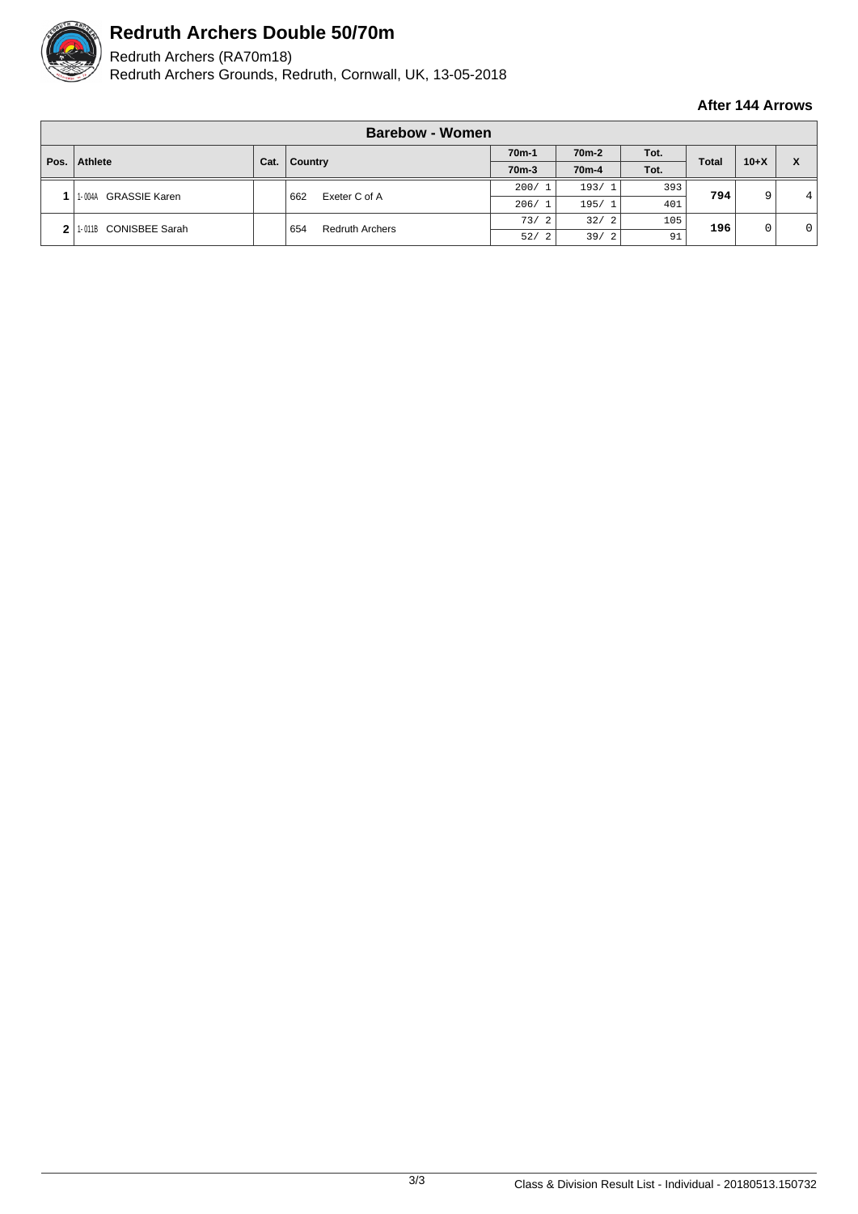# Redruth Archers Double 50/70m

Redruth Archers (RA70m18)
Redruth Archers Grounds, Redruth, Cornwall, UK, 13-05-2018

**After 144 Arrows**

| Barebow - Women | | | | | | | | | |
|---|---|---|---|---|---|---|---|---|---|
| Pos. | Athlete | Cat. | Country | 70m-1 / 70m-3 | 70m-2 / 70m-4 | Tot. / Tot. | Total | 10+X | X |
| 1 | 1-004A GRASSIE Karen | | 662 Exeter C of A | 200/ 1 | 193/ 1 | 393 | 794 | 9 | 4 |
| | | | | 206/ 1 | 195/ 1 | 401 | | | |
| 2 | 1-011B CONISBEE Sarah | | 654 Redruth Archers | 73/ 2 | 32/ 2 | 105 | 196 | 0 | 0 |
| | | | | 52/ 2 | 39/ 2 | 91 | | | |

Class & Division Result List - Individual - 20180513.150732